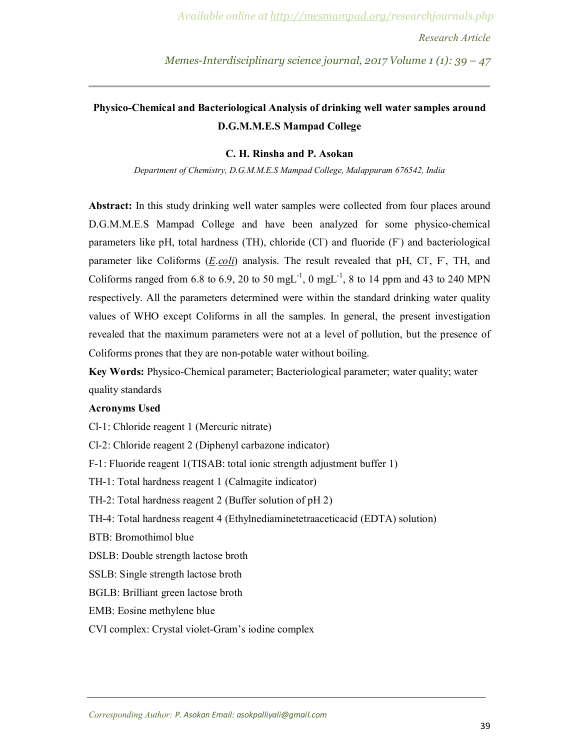# Physico-Chemical and Bacteriological Analysis of drinking well water samples around D.G.M.M.E.S Mampad College

**C. H. Rinsha and P. Asokan**

*Department of Chemistry, D.G.M.M.E.S Mampad College, Malappuram 676542, India*

**Abstract:** In this study drinking well water samples were collected from four places around D.G.M.M.E.S Mampad College and have been analyzed for some physico-chemical parameters like pH, total hardness (TH), chloride ($Cl^-$) and fluoride ($F^-$) and bacteriological parameter like Coliforms (*E.coli*) analysis. The result revealed that pH, $Cl^-$, $F^-$, TH, and Coliforms ranged from 6.8 to 6.9, 20 to 50 $mgL^{-1}$, 0 $mgL^{-1}$, 8 to 14 ppm and 43 to 240 MPN respectively. All the parameters determined were within the standard drinking water quality values of WHO except Coliforms in all the samples. In general, the present investigation revealed that the maximum parameters were not at a level of pollution, but the presence of Coliforms prones that they are non-potable water without boiling.

**Key Words:** Physico-Chemical parameter; Bacteriological parameter; water quality; water quality standards

**Acronyms Used**

Cl-1: Chloride reagent 1 (Mercuric nitrate)

Cl-2: Chloride reagent 2 (Diphenyl carbazone indicator)

F-1: Fluoride reagent 1(TISAB: total ionic strength adjustment buffer 1)

TH-1: Total hardness reagent 1 (Calmagite indicator)

TH-2: Total hardness reagent 2 (Buffer solution of pH 2)

TH-4: Total hardness reagent 4 (Ethylnediaminetetraaceticacid (EDTA) solution)

BTB: Bromothimol blue

DSLB: Double strength lactose broth

SSLB: Single strength lactose broth

BGLB: Brilliant green lactose broth

EMB: Eosine methylene blue

CVI complex: Crystal violet-Gram's iodine complex

Corresponding Author: P. Asokan Email: asokpalliyali@gmail.com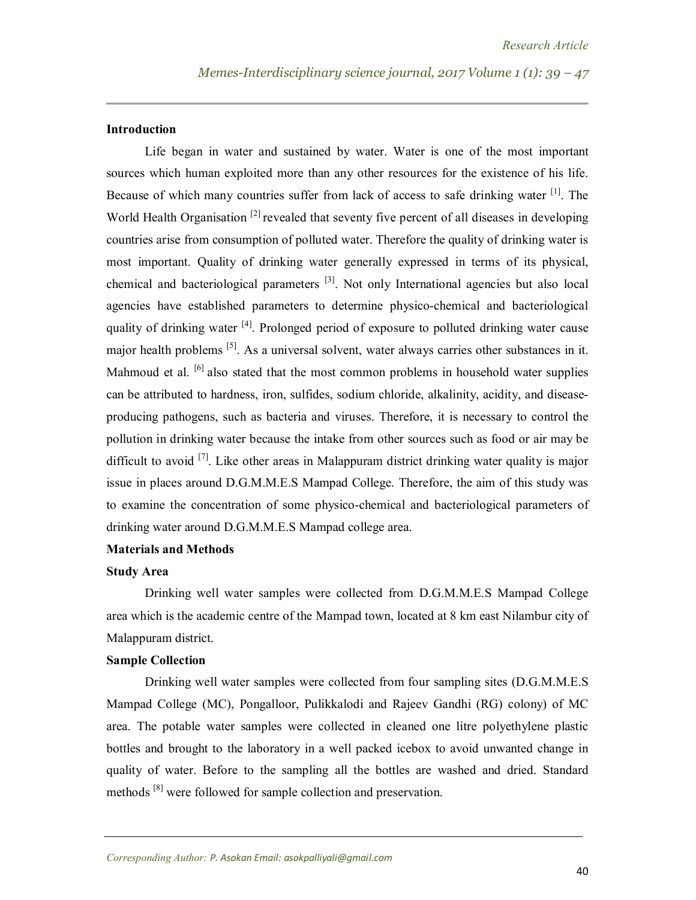## Introduction

Life began in water and sustained by water. Water is one of the most important sources which human exploited more than any other resources for the existence of his life. Because of which many countries suffer from lack of access to safe drinking water [1]. The World Health Organisation [2] revealed that seventy five percent of all diseases in developing countries arise from consumption of polluted water. Therefore the quality of drinking water is most important. Quality of drinking water generally expressed in terms of its physical, chemical and bacteriological parameters [3]. Not only International agencies but also local agencies have established parameters to determine physico-chemical and bacteriological quality of drinking water [4]. Prolonged period of exposure to polluted drinking water cause major health problems [5]. As a universal solvent, water always carries other substances in it. Mahmoud et al. [6] also stated that the most common problems in household water supplies can be attributed to hardness, iron, sulfides, sodium chloride, alkalinity, acidity, and disease-producing pathogens, such as bacteria and viruses. Therefore, it is necessary to control the pollution in drinking water because the intake from other sources such as food or air may be difficult to avoid [7]. Like other areas in Malappuram district drinking water quality is major issue in places around D.G.M.M.E.S Mampad College. Therefore, the aim of this study was to examine the concentration of some physico-chemical and bacteriological parameters of drinking water around D.G.M.M.E.S Mampad college area.

## Materials and Methods

### Study Area

Drinking well water samples were collected from D.G.M.M.E.S Mampad College area which is the academic centre of the Mampad town, located at 8 km east Nilambur city of Malappuram district.

### Sample Collection

Drinking well water samples were collected from four sampling sites (D.G.M.M.E.S Mampad College (MC), Pongalloor, Pulikkalodi and Rajeev Gandhi (RG) colony) of MC area. The potable water samples were collected in cleaned one litre polyethylene plastic bottles and brought to the laboratory in a well packed icebox to avoid unwanted change in quality of water. Before to the sampling all the bottles are washed and dried. Standard methods [8] were followed for sample collection and preservation.

Corresponding Author: P. Asokan Email: asokpalliyali@gmail.com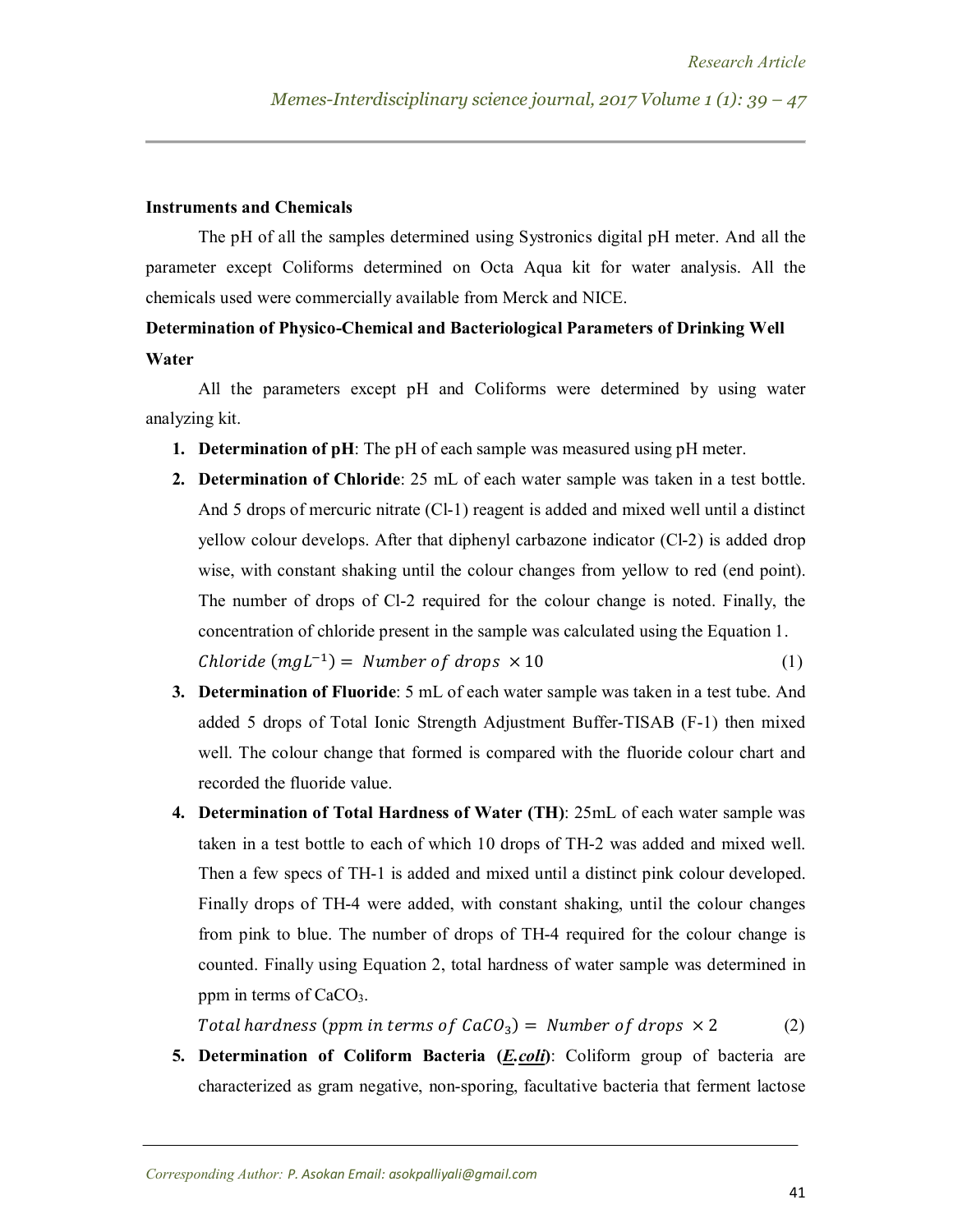**Instruments and Chemicals**

The pH of all the samples determined using Systronics digital pH meter. And all the parameter except Coliforms determined on Octa Aqua kit for water analysis. All the chemicals used were commercially available from Merck and NICE.

**Determination of Physico-Chemical and Bacteriological Parameters of Drinking Well Water**

All the parameters except pH and Coliforms were determined by using water analyzing kit.

1. **Determination of pH**: The pH of each sample was measured using pH meter.
2. **Determination of Chloride**: 25 mL of each water sample was taken in a test bottle. And 5 drops of mercuric nitrate (Cl-1) reagent is added and mixed well until a distinct yellow colour develops. After that diphenyl carbazone indicator (Cl-2) is added drop wise, with constant shaking until the colour changes from yellow to red (end point). The number of drops of Cl-2 required for the colour change is noted. Finally, the concentration of chloride present in the sample was calculated using the Equation 1.

   $$Chloride\ (mgL^{-1}) = Number\ of\ drops\ \times 10 \qquad (1)$$

3. **Determination of Fluoride**: 5 mL of each water sample was taken in a test tube. And added 5 drops of Total Ionic Strength Adjustment Buffer-TISAB (F-1) then mixed well. The colour change that formed is compared with the fluoride colour chart and recorded the fluoride value.
4. **Determination of Total Hardness of Water (TH)**: 25mL of each water sample was taken in a test bottle to each of which 10 drops of TH-2 was added and mixed well. Then a few specs of TH-1 is added and mixed until a distinct pink colour developed. Finally drops of TH-4 were added, with constant shaking, until the colour changes from pink to blue. The number of drops of TH-4 required for the colour change is counted. Finally using Equation 2, total hardness of water sample was determined in ppm in terms of $CaCO_3$.

   $$Total\ hardness\ (ppm\ in\ terms\ of\ CaCO_3) = Number\ of\ drops\ \times 2 \qquad (2)$$

5. **Determination of Coliform Bacteria (*E.coli*)**: Coliform group of bacteria are characterized as gram negative, non-sporing, facultative bacteria that ferment lactose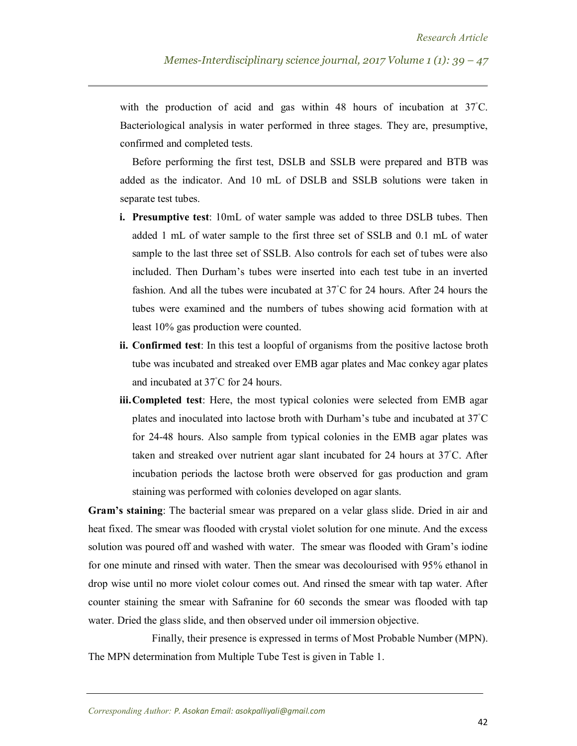with the production of acid and gas within 48 hours of incubation at 37°C. Bacteriological analysis in water performed in three stages. They are, presumptive, confirmed and completed tests.

Before performing the first test, DSLB and SSLB were prepared and BTB was added as the indicator. And 10 mL of DSLB and SSLB solutions were taken in separate test tubes.

i. **Presumptive test**: 10mL of water sample was added to three DSLB tubes. Then added 1 mL of water sample to the first three set of SSLB and 0.1 mL of water sample to the last three set of SSLB. Also controls for each set of tubes were also included. Then Durham's tubes were inserted into each test tube in an inverted fashion. And all the tubes were incubated at 37°C for 24 hours. After 24 hours the tubes were examined and the numbers of tubes showing acid formation with at least 10% gas production were counted.

ii. **Confirmed test**: In this test a loopful of organisms from the positive lactose broth tube was incubated and streaked over EMB agar plates and Mac conkey agar plates and incubated at 37°C for 24 hours.

iii. **Completed test**: Here, the most typical colonies were selected from EMB agar plates and inoculated into lactose broth with Durham's tube and incubated at 37°C for 24-48 hours. Also sample from typical colonies in the EMB agar plates was taken and streaked over nutrient agar slant incubated for 24 hours at 37°C. After incubation periods the lactose broth were observed for gas production and gram staining was performed with colonies developed on agar slants.

**Gram's staining**: The bacterial smear was prepared on a velar glass slide. Dried in air and heat fixed. The smear was flooded with crystal violet solution for one minute. And the excess solution was poured off and washed with water. The smear was flooded with Gram's iodine for one minute and rinsed with water. Then the smear was decolourised with 95% ethanol in drop wise until no more violet colour comes out. And rinsed the smear with tap water. After counter staining the smear with Safranine for 60 seconds the smear was flooded with tap water. Dried the glass slide, and then observed under oil immersion objective.

Finally, their presence is expressed in terms of Most Probable Number (MPN). The MPN determination from Multiple Tube Test is given in Table 1.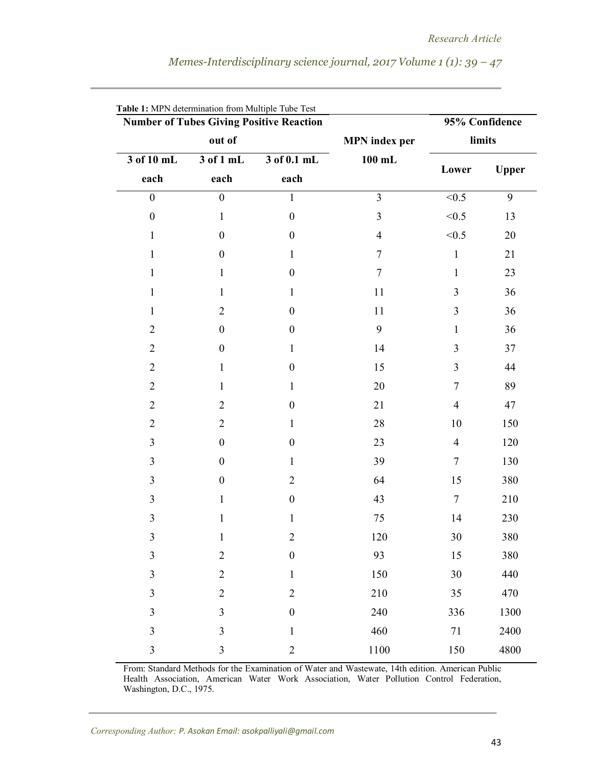**Table 1:** MPN determination from Multiple Tube Test

| Number of Tubes Giving Positive Reaction out of | | | MPN index per 100 mL | 95% Confidence limits | |
|---|---|---|---|---|---|
| 3 of 10 mL each | 3 of 1 mL each | 3 of 0.1 mL each | | Lower | Upper |
| 0 | 0 | 1 | 3 | <0.5 | 9 |
| 0 | 1 | 0 | 3 | <0.5 | 13 |
| 1 | 0 | 0 | 4 | <0.5 | 20 |
| 1 | 0 | 1 | 7 | 1 | 21 |
| 1 | 1 | 0 | 7 | 1 | 23 |
| 1 | 1 | 1 | 11 | 3 | 36 |
| 1 | 2 | 0 | 11 | 3 | 36 |
| 2 | 0 | 0 | 9 | 1 | 36 |
| 2 | 0 | 1 | 14 | 3 | 37 |
| 2 | 1 | 0 | 15 | 3 | 44 |
| 2 | 1 | 1 | 20 | 7 | 89 |
| 2 | 2 | 0 | 21 | 4 | 47 |
| 2 | 2 | 1 | 28 | 10 | 150 |
| 3 | 0 | 0 | 23 | 4 | 120 |
| 3 | 0 | 1 | 39 | 7 | 130 |
| 3 | 0 | 2 | 64 | 15 | 380 |
| 3 | 1 | 0 | 43 | 7 | 210 |
| 3 | 1 | 1 | 75 | 14 | 230 |
| 3 | 1 | 2 | 120 | 30 | 380 |
| 3 | 2 | 0 | 93 | 15 | 380 |
| 3 | 2 | 1 | 150 | 30 | 440 |
| 3 | 2 | 2 | 210 | 35 | 470 |
| 3 | 3 | 0 | 240 | 336 | 1300 |
| 3 | 3 | 1 | 460 | 71 | 2400 |
| 3 | 3 | 2 | 1100 | 150 | 4800 |

From: Standard Methods for the Examination of Water and Wastewate, 14th edition. American Public Health Association, American Water Work Association, Water Pollution Control Federation, Washington, D.C., 1975.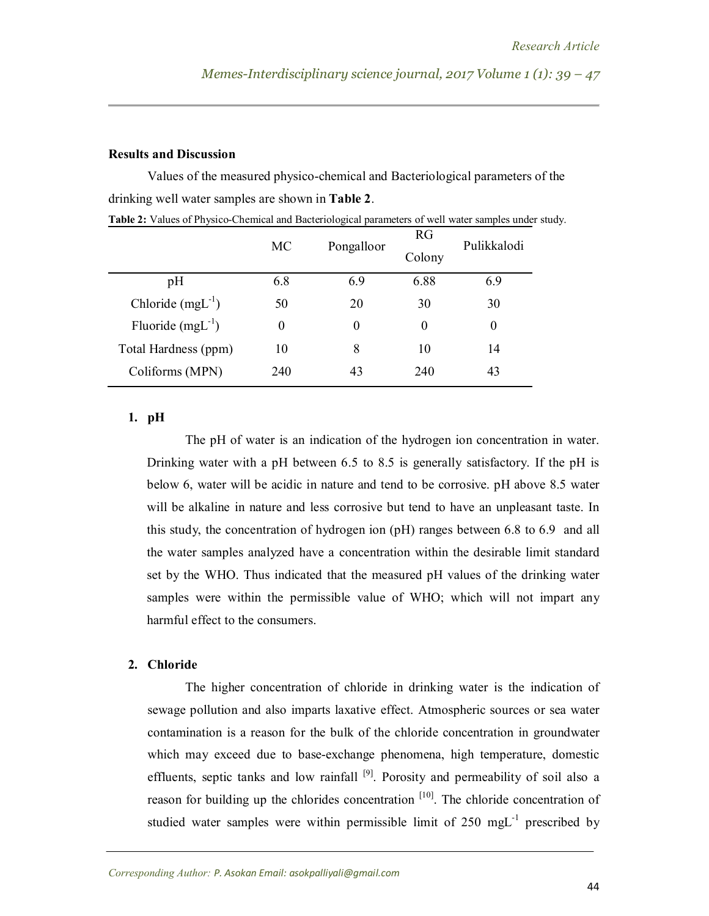### Results and Discussion

Values of the measured physico-chemical and Bacteriological parameters of the drinking well water samples are shown in **Table 2**.

**Table 2:** Values of Physico-Chemical and Bacteriological parameters of well water samples under study.

| | MC | Pongalloor | RG Colony | Pulikkalodi |
|---|---|---|---|---|
| pH | 6.8 | 6.9 | 6.88 | 6.9 |
| Chloride ($mgL^{-1}$) | 50 | 20 | 30 | 30 |
| Fluoride ($mgL^{-1}$) | 0 | 0 | 0 | 0 |
| Total Hardness (ppm) | 10 | 8 | 10 | 14 |
| Coliforms (MPN) | 240 | 43 | 240 | 43 |

1. **pH**

The pH of water is an indication of the hydrogen ion concentration in water. Drinking water with a pH between 6.5 to 8.5 is generally satisfactory. If the pH is below 6, water will be acidic in nature and tend to be corrosive. pH above 8.5 water will be alkaline in nature and less corrosive but tend to have an unpleasant taste. In this study, the concentration of hydrogen ion (pH) ranges between 6.8 to 6.9 and all the water samples analyzed have a concentration within the desirable limit standard set by the WHO. Thus indicated that the measured pH values of the drinking water samples were within the permissible value of WHO; which will not impart any harmful effect to the consumers.

2. **Chloride**

The higher concentration of chloride in drinking water is the indication of sewage pollution and also imparts laxative effect. Atmospheric sources or sea water contamination is a reason for the bulk of the chloride concentration in groundwater which may exceed due to base-exchange phenomena, high temperature, domestic effluents, septic tanks and low rainfall [9]. Porosity and permeability of soil also a reason for building up the chlorides concentration [10]. The chloride concentration of studied water samples were within permissible limit of 250 $mgL^{-1}$ prescribed by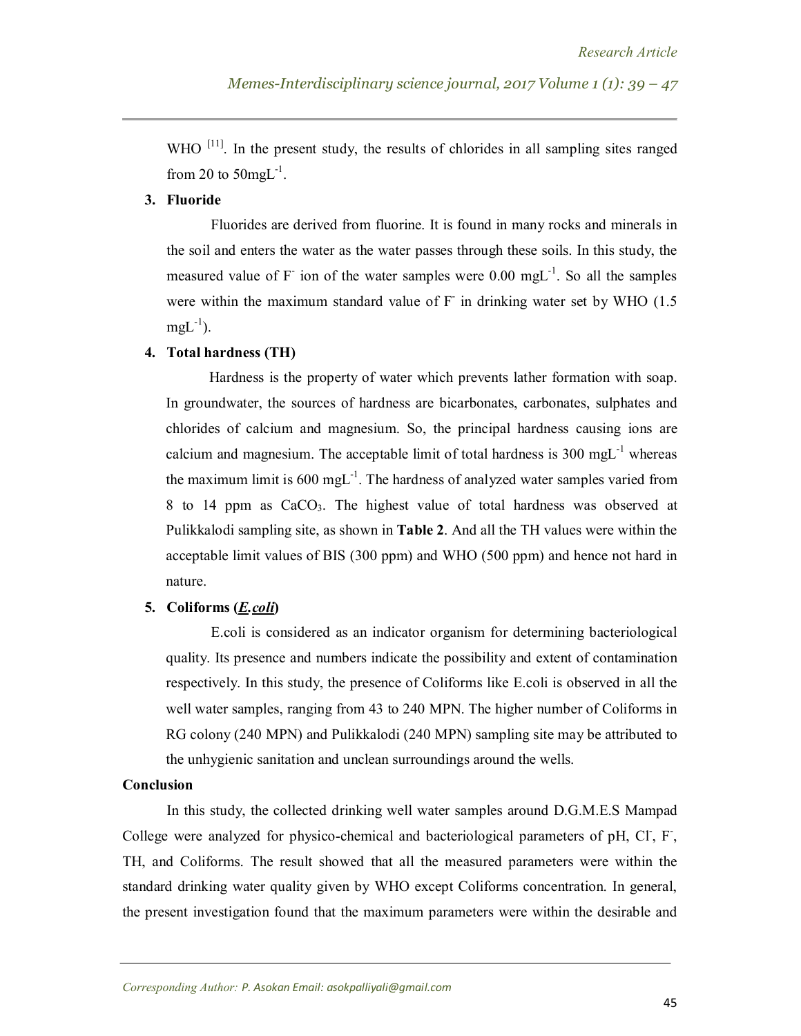WHO [11]. In the present study, the results of chlorides in all sampling sites ranged from 20 to 50mgL$^{-1}$.

3. **Fluoride**

Fluorides are derived from fluorine. It is found in many rocks and minerals in the soil and enters the water as the water passes through these soils. In this study, the measured value of $F^-$ ion of the water samples were 0.00 mgL$^{-1}$. So all the samples were within the maximum standard value of $F^-$ in drinking water set by WHO (1.5 mgL$^{-1}$).

4. **Total hardness (TH)**

Hardness is the property of water which prevents lather formation with soap. In groundwater, the sources of hardness are bicarbonates, carbonates, sulphates and chlorides of calcium and magnesium. So, the principal hardness causing ions are calcium and magnesium. The acceptable limit of total hardness is 300 mgL$^{-1}$ whereas the maximum limit is 600 mgL$^{-1}$. The hardness of analyzed water samples varied from 8 to 14 ppm as $CaCO_3$. The highest value of total hardness was observed at Pulikkalodi sampling site, as shown in **Table 2**. And all the TH values were within the acceptable limit values of BIS (300 ppm) and WHO (500 ppm) and hence not hard in nature.

5. **Coliforms (*E.coli*)**

E.coli is considered as an indicator organism for determining bacteriological quality. Its presence and numbers indicate the possibility and extent of contamination respectively. In this study, the presence of Coliforms like E.coli is observed in all the well water samples, ranging from 43 to 240 MPN. The higher number of Coliforms in RG colony (240 MPN) and Pulikkalodi (240 MPN) sampling site may be attributed to the unhygienic sanitation and unclean surroundings around the wells.

**Conclusion**

In this study, the collected drinking well water samples around D.G.M.E.S Mampad College were analyzed for physico-chemical and bacteriological parameters of pH, $Cl^-$, $F^-$, TH, and Coliforms. The result showed that all the measured parameters were within the standard drinking water quality given by WHO except Coliforms concentration. In general, the present investigation found that the maximum parameters were within the desirable and

Corresponding Author: P. Asokan Email: asokpalliyali@gmail.com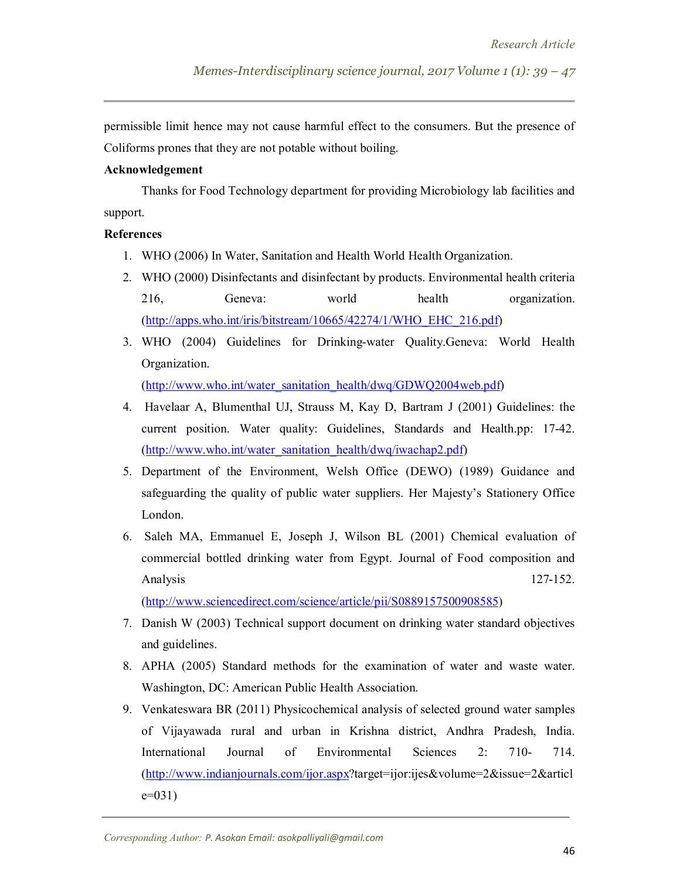permissible limit hence may not cause harmful effect to the consumers. But the presence of Coliforms prones that they are not potable without boiling.

**Acknowledgement**

Thanks for Food Technology department for providing Microbiology lab facilities and support.

**References**

1. WHO (2006) In Water, Sanitation and Health World Health Organization.
2. WHO (2000) Disinfectants and disinfectant by products. Environmental health criteria 216, Geneva: world health organization. (http://apps.who.int/iris/bitstream/10665/42274/1/WHO_EHC_216.pdf)
3. WHO (2004) Guidelines for Drinking-water Quality.Geneva: World Health Organization. (http://www.who.int/water_sanitation_health/dwq/GDWQ2004web.pdf)
4. Havelaar A, Blumenthal UJ, Strauss M, Kay D, Bartram J (2001) Guidelines: the current position. Water quality: Guidelines, Standards and Health.pp: 17-42. (http://www.who.int/water_sanitation_health/dwq/iwachap2.pdf)
5. Department of the Environment, Welsh Office (DEWO) (1989) Guidance and safeguarding the quality of public water suppliers. Her Majesty's Stationery Office London.
6. Saleh MA, Emmanuel E, Joseph J, Wilson BL (2001) Chemical evaluation of commercial bottled drinking water from Egypt. Journal of Food composition and Analysis 127-152. (http://www.sciencedirect.com/science/article/pii/S0889157500908585)
7. Danish W (2003) Technical support document on drinking water standard objectives and guidelines.
8. APHA (2005) Standard methods for the examination of water and waste water. Washington, DC: American Public Health Association.
9. Venkateswara BR (2011) Physicochemical analysis of selected ground water samples of Vijayawada rural and urban in Krishna district, Andhra Pradesh, India. International Journal of Environmental Sciences 2: 710- 714. (http://www.indianjournals.com/ijor.aspx?target=ijor:ijes&volume=2&issue=2&article=031)

Corresponding Author: P. Asokan Email: asokpalliyali@gmail.com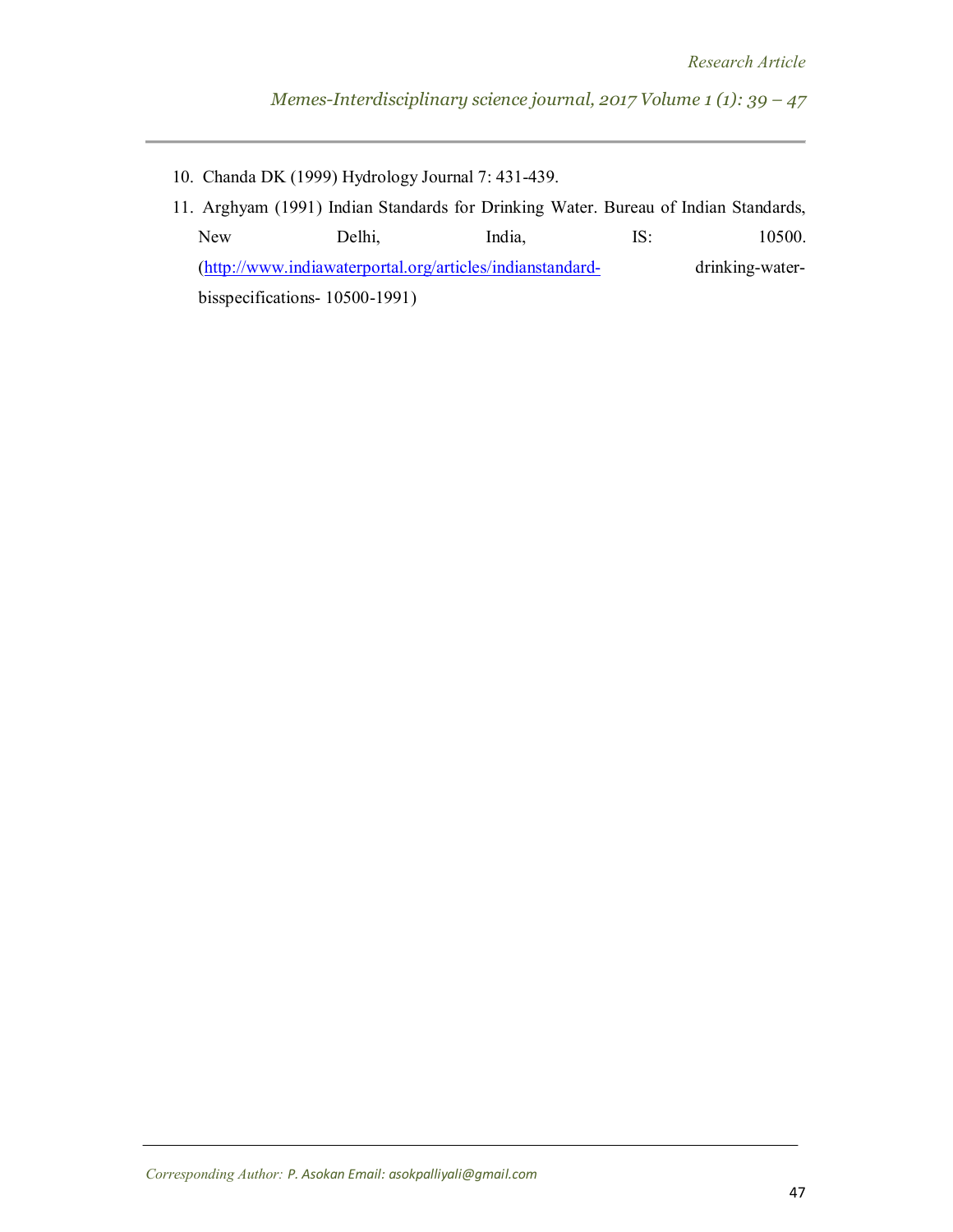10. Chanda DK (1999) Hydrology Journal 7: 431-439.
11. Arghyam (1991) Indian Standards for Drinking Water. Bureau of Indian Standards, New Delhi, India, IS: 10500. (http://www.indiawaterportal.org/articles/indianstandard- drinking-water- bisspecifications- 10500-1991)